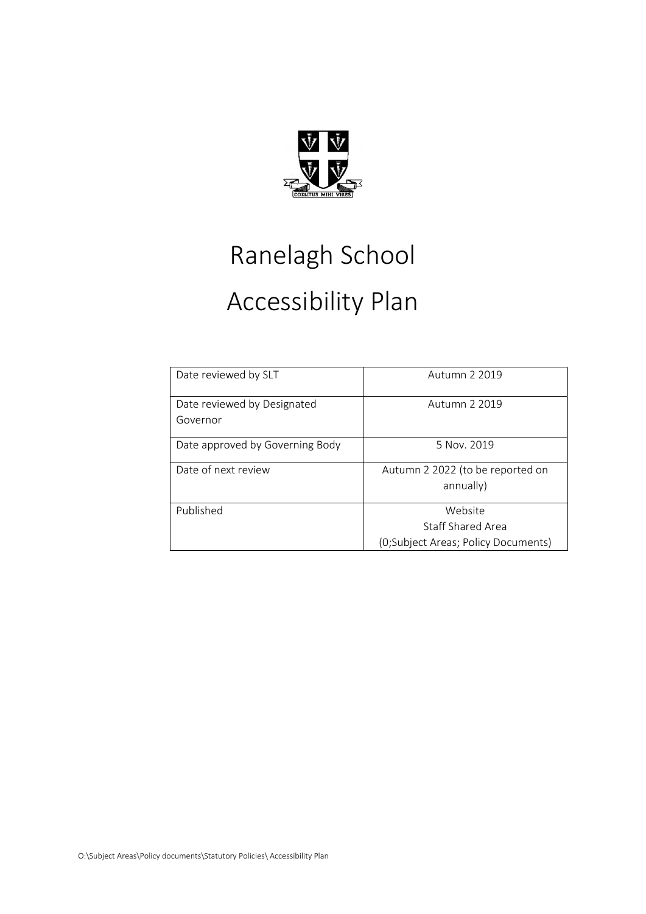# Ranelagh School

# Accessibility Plan

| Date reviewed by SLT | Autumn 2 2019 |
|---|---|
| Date reviewed by Designated Governor | Autumn 2 2019 |
| Date approved by Governing Body | 5 Nov. 2019 |
| Date of next review | Autumn 2 2022 (to be reported on annually) |
| Published | Website<br>Staff Shared Area<br>(0;Subject Areas; Policy Documents) |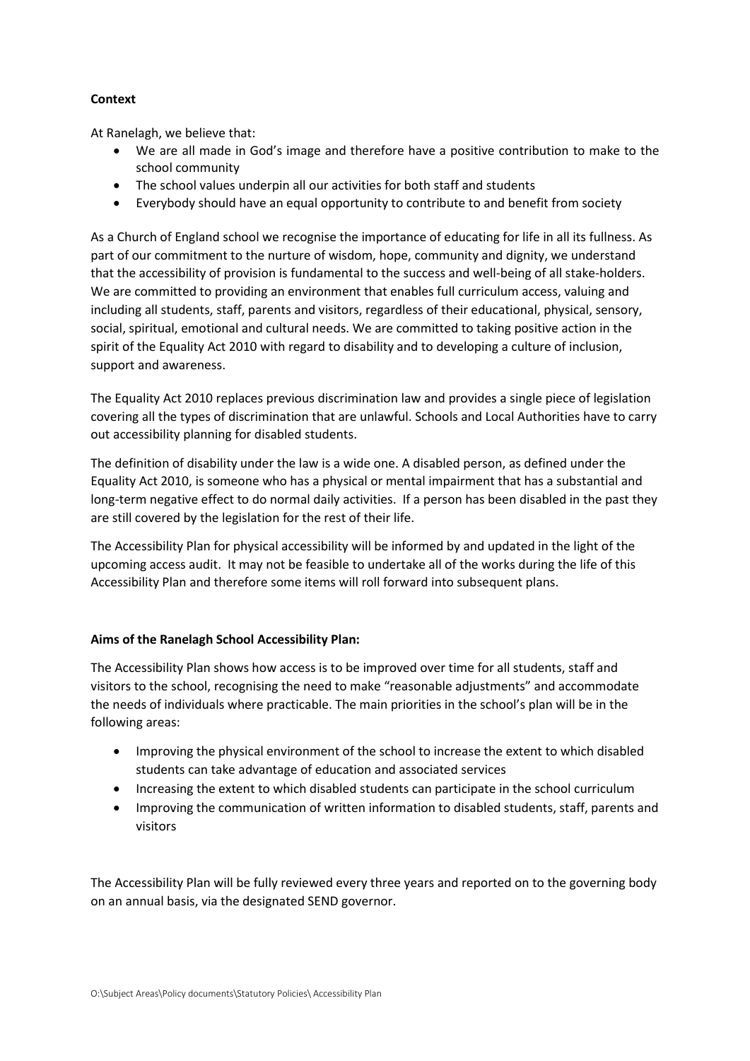**Context**

At Ranelagh, we believe that:

- We are all made in God's image and therefore have a positive contribution to make to the school community
- The school values underpin all our activities for both staff and students
- Everybody should have an equal opportunity to contribute to and benefit from society

As a Church of England school we recognise the importance of educating for life in all its fullness. As part of our commitment to the nurture of wisdom, hope, community and dignity, we understand that the accessibility of provision is fundamental to the success and well-being of all stake-holders. We are committed to providing an environment that enables full curriculum access, valuing and including all students, staff, parents and visitors, regardless of their educational, physical, sensory, social, spiritual, emotional and cultural needs. We are committed to taking positive action in the spirit of the Equality Act 2010 with regard to disability and to developing a culture of inclusion, support and awareness.

The Equality Act 2010 replaces previous discrimination law and provides a single piece of legislation covering all the types of discrimination that are unlawful. Schools and Local Authorities have to carry out accessibility planning for disabled students.

The definition of disability under the law is a wide one. A disabled person, as defined under the Equality Act 2010, is someone who has a physical or mental impairment that has a substantial and long-term negative effect to do normal daily activities. If a person has been disabled in the past they are still covered by the legislation for the rest of their life.

The Accessibility Plan for physical accessibility will be informed by and updated in the light of the upcoming access audit. It may not be feasible to undertake all of the works during the life of this Accessibility Plan and therefore some items will roll forward into subsequent plans.

**Aims of the Ranelagh School Accessibility Plan:**

The Accessibility Plan shows how access is to be improved over time for all students, staff and visitors to the school, recognising the need to make "reasonable adjustments" and accommodate the needs of individuals where practicable. The main priorities in the school's plan will be in the following areas:

- Improving the physical environment of the school to increase the extent to which disabled students can take advantage of education and associated services
- Increasing the extent to which disabled students can participate in the school curriculum
- Improving the communication of written information to disabled students, staff, parents and visitors

The Accessibility Plan will be fully reviewed every three years and reported on to the governing body on an annual basis, via the designated SEND governor.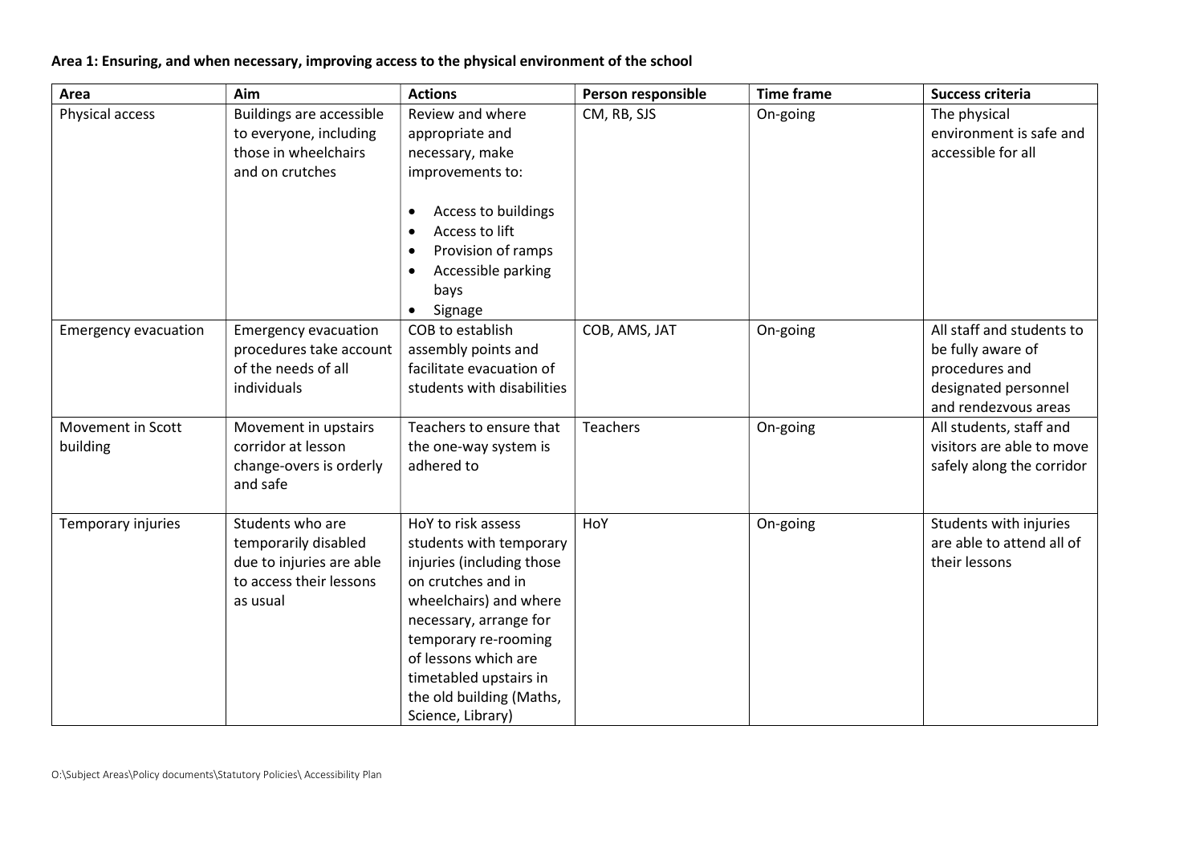**Area 1: Ensuring, and when necessary, improving access to the physical environment of the school**

| Area | Aim | Actions | Person responsible | Time frame | Success criteria |
|---|---|---|---|---|---|
| Physical access | Buildings are accessible to everyone, including those in wheelchairs and on crutches | Review and where appropriate and necessary, make improvements to: <br>• Access to buildings <br>• Access to lift <br>• Provision of ramps <br>• Accessible parking bays <br>• Signage | CM, RB, SJS | On-going | The physical environment is safe and accessible for all |
| Emergency evacuation | Emergency evacuation procedures take account of the needs of all individuals | COB to establish assembly points and facilitate evacuation of students with disabilities | COB, AMS, JAT | On-going | All staff and students to be fully aware of procedures and designated personnel and rendezvous areas |
| Movement in Scott building | Movement in upstairs corridor at lesson change-overs is orderly and safe | Teachers to ensure that the one-way system is adhered to | Teachers | On-going | All students, staff and visitors are able to move safely along the corridor |
| Temporary injuries | Students who are temporarily disabled due to injuries are able to access their lessons as usual | HoY to risk assess students with temporary injuries (including those on crutches and in wheelchairs) and where necessary, arrange for temporary re-rooming of lessons which are timetabled upstairs in the old building (Maths, Science, Library) | HoY | On-going | Students with injuries are able to attend all of their lessons |

O:\Subject Areas\Policy documents\Statutory Policies\ Accessibility Plan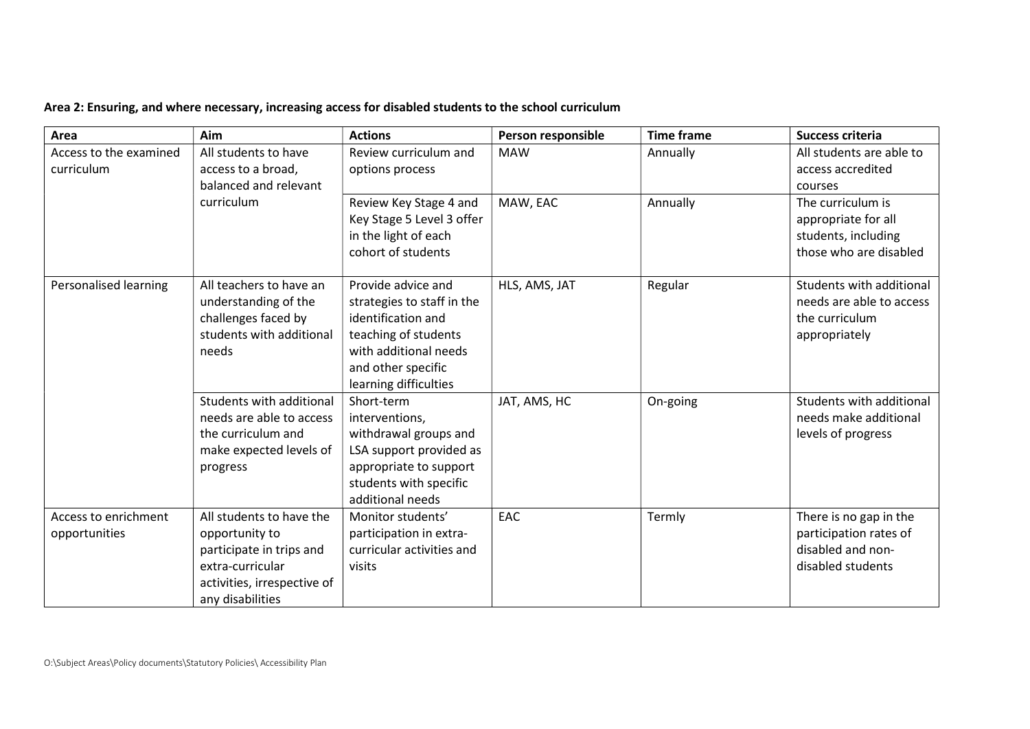**Area 2: Ensuring, and where necessary, increasing access for disabled students to the school curriculum**

| Area | Aim | Actions | Person responsible | Time frame | Success criteria |
|---|---|---|---|---|---|
| Access to the examined curriculum | All students to have access to a broad, balanced and relevant curriculum | Review curriculum and options process | MAW | Annually | All students are able to access accredited courses |
| | | Review Key Stage 4 and Key Stage 5 Level 3 offer in the light of each cohort of students | MAW, EAC | Annually | The curriculum is appropriate for all students, including those who are disabled |
| Personalised learning | All teachers to have an understanding of the challenges faced by students with additional needs | Provide advice and strategies to staff in the identification and teaching of students with additional needs and other specific learning difficulties | HLS, AMS, JAT | Regular | Students with additional needs are able to access the curriculum appropriately |
| | Students with additional needs are able to access the curriculum and make expected levels of progress | Short-term interventions, withdrawal groups and LSA support provided as appropriate to support students with specific additional needs | JAT, AMS, HC | On-going | Students with additional needs make additional levels of progress |
| Access to enrichment opportunities | All students to have the opportunity to participate in trips and extra-curricular activities, irrespective of any disabilities | Monitor students' participation in extra-curricular activities and visits | EAC | Termly | There is no gap in the participation rates of disabled and non-disabled students |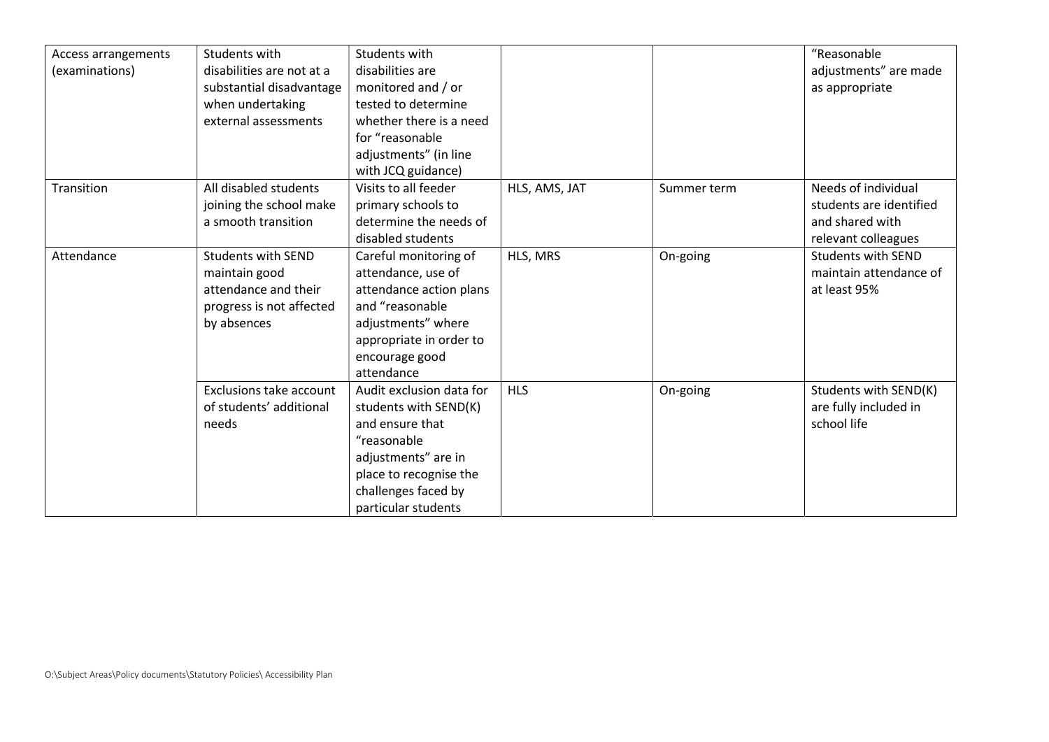| | | | | | |
|---|---|---|---|---|---|
| Access arrangements (examinations) | Students with disabilities are not at a substantial disadvantage when undertaking external assessments | Students with disabilities are monitored and / or tested to determine whether there is a need for "reasonable adjustments" (in line with JCQ guidance) | | | "Reasonable adjustments" are made as appropriate |
| Transition | All disabled students joining the school make a smooth transition | Visits to all feeder primary schools to determine the needs of disabled students | HLS, AMS, JAT | Summer term | Needs of individual students are identified and shared with relevant colleagues |
| Attendance | Students with SEND maintain good attendance and their progress is not affected by absences | Careful monitoring of attendance, use of attendance action plans and "reasonable adjustments" where appropriate in order to encourage good attendance | HLS, MRS | On-going | Students with SEND maintain attendance of at least 95% |
| | Exclusions take account of students' additional needs | Audit exclusion data for students with SEND(K) and ensure that "reasonable adjustments" are in place to recognise the challenges faced by particular students | HLS | On-going | Students with SEND(K) are fully included in school life |

O:\Subject Areas\Policy documents\Statutory Policies\ Accessibility Plan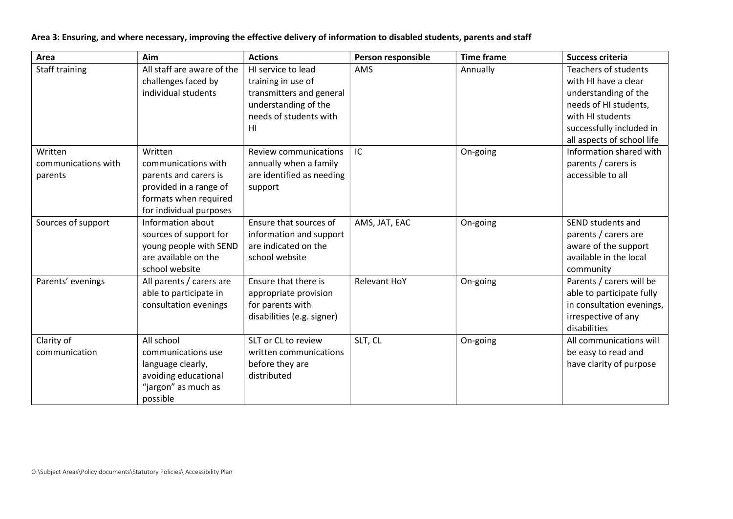**Area 3: Ensuring, and where necessary, improving the effective delivery of information to disabled students, parents and staff**

| Area | Aim | Actions | Person responsible | Time frame | Success criteria |
|---|---|---|---|---|---|
| Staff training | All staff are aware of the challenges faced by individual students | HI service to lead training in use of transmitters and general understanding of the needs of students with HI | AMS | Annually | Teachers of students with HI have a clear understanding of the needs of HI students, with HI students successfully included in all aspects of school life |
| Written communications with parents | Written communications with parents and carers is provided in a range of formats when required for individual purposes | Review communications annually when a family are identified as needing support | IC | On-going | Information shared with parents / carers is accessible to all |
| Sources of support | Information about sources of support for young people with SEND are available on the school website | Ensure that sources of information and support are indicated on the school website | AMS, JAT, EAC | On-going | SEND students and parents / carers are aware of the support available in the local community |
| Parents' evenings | All parents / carers are able to participate in consultation evenings | Ensure that there is appropriate provision for parents with disabilities (e.g. signer) | Relevant HoY | On-going | Parents / carers will be able to participate fully in consultation evenings, irrespective of any disabilities |
| Clarity of communication | All school communications use language clearly, avoiding educational "jargon" as much as possible | SLT or CL to review written communications before they are distributed | SLT, CL | On-going | All communications will be easy to read and have clarity of purpose |